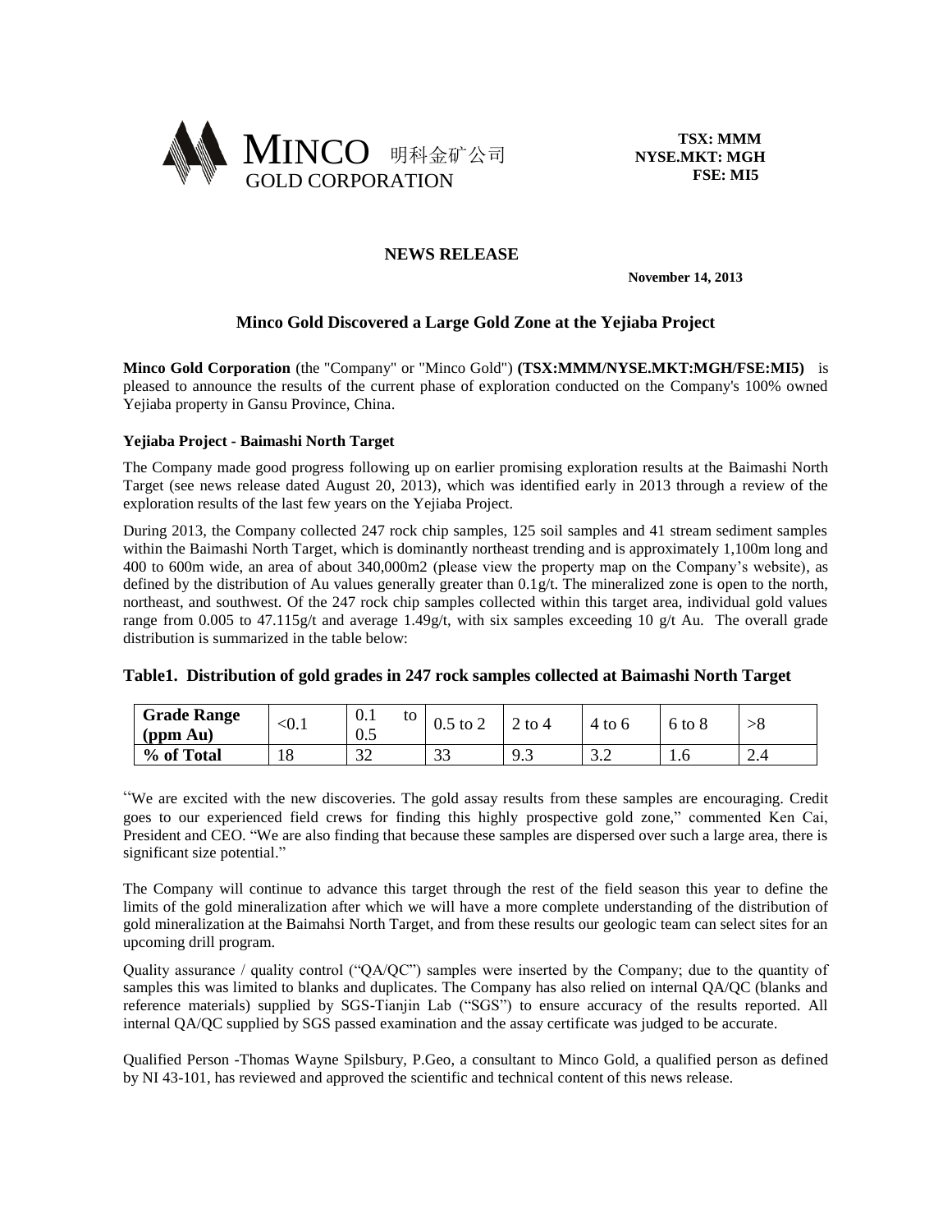MINCO 明科金矿公司
GOLD CORPORATION

**TSX: MMM**
**NYSE.MKT: MGH**
**FSE: MI5**

**NEWS RELEASE**

**November 14, 2013**

## Minco Gold Discovered a Large Gold Zone at the Yejiaba Project

**Minco Gold Corporation** (the "Company" or "Minco Gold") **(TSX:MMM/NYSE.MKT:MGH/FSE:MI5)** is pleased to announce the results of the current phase of exploration conducted on the Company's 100% owned Yejiaba property in Gansu Province, China.

### Yejiaba Project - Baimashi North Target

The Company made good progress following up on earlier promising exploration results at the Baimashi North Target (see news release dated August 20, 2013), which was identified early in 2013 through a review of the exploration results of the last few years on the Yejiaba Project.

During 2013, the Company collected 247 rock chip samples, 125 soil samples and 41 stream sediment samples within the Baimashi North Target, which is dominantly northeast trending and is approximately 1,100m long and 400 to 600m wide, an area of about 340,000m2 (please view the property map on the Company's website), as defined by the distribution of Au values generally greater than 0.1g/t. The mineralized zone is open to the north, northeast, and southwest. Of the 247 rock chip samples collected within this target area, individual gold values range from 0.005 to 47.115g/t and average 1.49g/t, with six samples exceeding 10 g/t Au. The overall grade distribution is summarized in the table below:

**Table1. Distribution of gold grades in 247 rock samples collected at Baimashi North Target**

| **Grade Range (ppm Au)** | <0.1 | 0.1 to 0.5 | 0.5 to 2 | 2 to 4 | 4 to 6 | 6 to 8 | >8 |
|---|---|---|---|---|---|---|---|
| **% of Total** | 18 | 32 | 33 | 9.3 | 3.2 | 1.6 | 2.4 |

"We are excited with the new discoveries. The gold assay results from these samples are encouraging. Credit goes to our experienced field crews for finding this highly prospective gold zone," commented Ken Cai, President and CEO. "We are also finding that because these samples are dispersed over such a large area, there is significant size potential."

The Company will continue to advance this target through the rest of the field season this year to define the limits of the gold mineralization after which we will have a more complete understanding of the distribution of gold mineralization at the Baimahsi North Target, and from these results our geologic team can select sites for an upcoming drill program.

Quality assurance / quality control ("QA/QC") samples were inserted by the Company; due to the quantity of samples this was limited to blanks and duplicates. The Company has also relied on internal QA/QC (blanks and reference materials) supplied by SGS-Tianjin Lab ("SGS") to ensure accuracy of the results reported. All internal QA/QC supplied by SGS passed examination and the assay certificate was judged to be accurate.

Qualified Person -Thomas Wayne Spilsbury, P.Geo, a consultant to Minco Gold, a qualified person as defined by NI 43-101, has reviewed and approved the scientific and technical content of this news release.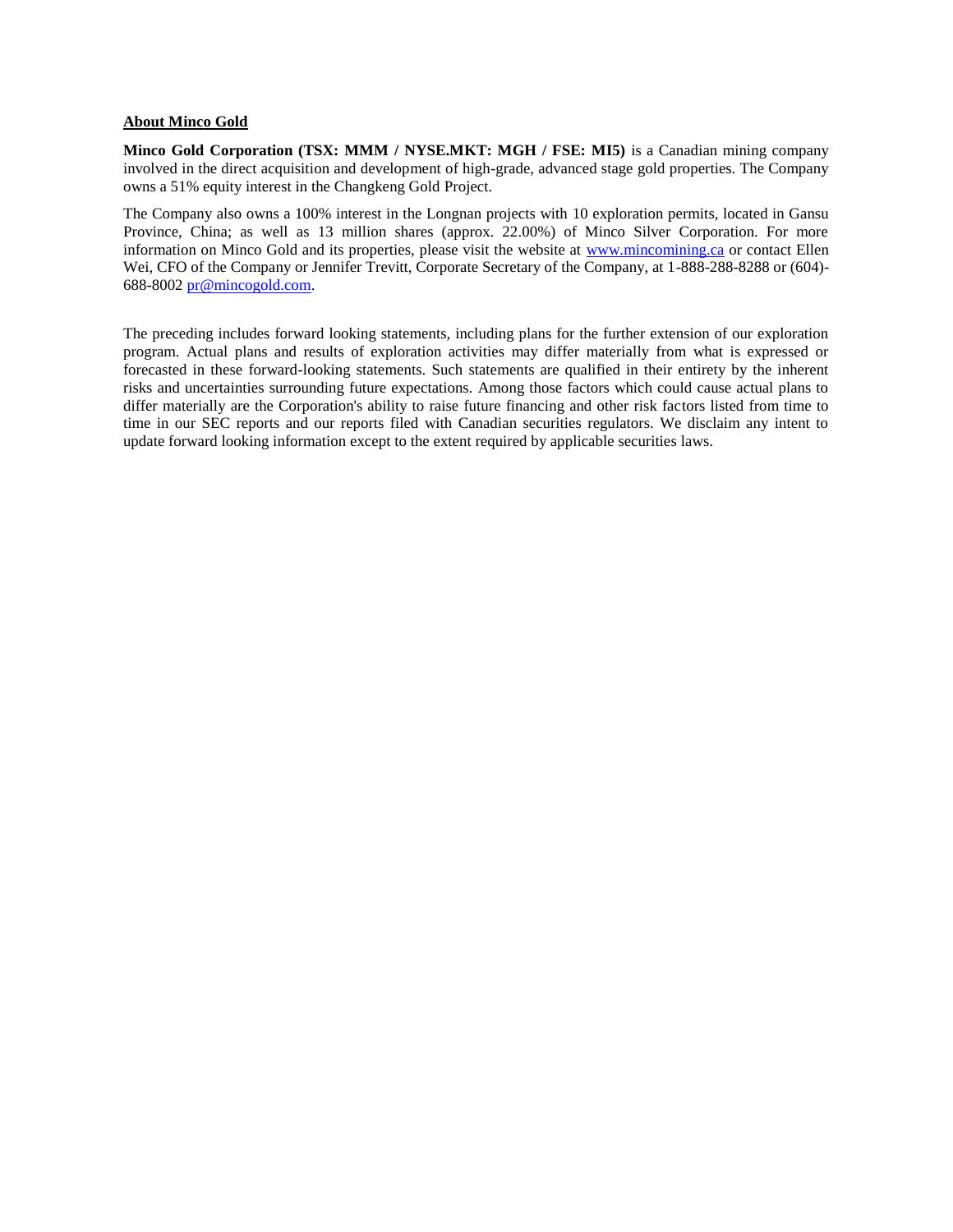**About Minco Gold**

**Minco Gold Corporation (TSX: MMM / NYSE.MKT: MGH / FSE: MI5)** is a Canadian mining company involved in the direct acquisition and development of high-grade, advanced stage gold properties. The Company owns a 51% equity interest in the Changkeng Gold Project.

The Company also owns a 100% interest in the Longnan projects with 10 exploration permits, located in Gansu Province, China; as well as 13 million shares (approx. 22.00%) of Minco Silver Corporation. For more information on Minco Gold and its properties, please visit the website at www.mincomining.ca or contact Ellen Wei, CFO of the Company or Jennifer Trevitt, Corporate Secretary of the Company, at 1-888-288-8288 or (604)-688-8002 pr@mincogold.com.

The preceding includes forward looking statements, including plans for the further extension of our exploration program. Actual plans and results of exploration activities may differ materially from what is expressed or forecasted in these forward-looking statements. Such statements are qualified in their entirety by the inherent risks and uncertainties surrounding future expectations. Among those factors which could cause actual plans to differ materially are the Corporation's ability to raise future financing and other risk factors listed from time to time in our SEC reports and our reports filed with Canadian securities regulators. We disclaim any intent to update forward looking information except to the extent required by applicable securities laws.